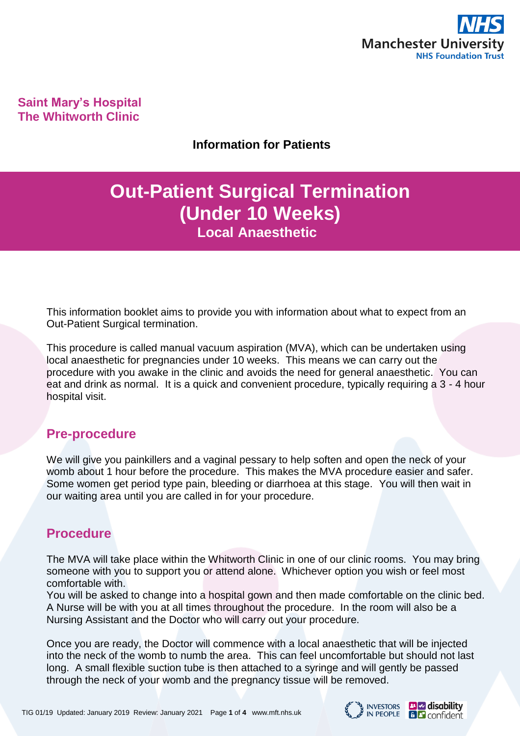**Saint Mary's Hospital**
**The Whitworth Clinic**

**Information for Patients**

# Out-Patient Surgical Termination (Under 10 Weeks)

## Local Anaesthetic

This information booklet aims to provide you with information about what to expect from an Out-Patient Surgical termination.

This procedure is called manual vacuum aspiration (MVA), which can be undertaken using local anaesthetic for pregnancies under 10 weeks. This means we can carry out the procedure with you awake in the clinic and avoids the need for general anaesthetic. You can eat and drink as normal. It is a quick and convenient procedure, typically requiring a 3 - 4 hour hospital visit.

## Pre-procedure

We will give you painkillers and a vaginal pessary to help soften and open the neck of your womb about 1 hour before the procedure. This makes the MVA procedure easier and safer. Some women get period type pain, bleeding or diarrhoea at this stage. You will then wait in our waiting area until you are called in for your procedure.

## Procedure

The MVA will take place within the Whitworth Clinic in one of our clinic rooms. You may bring someone with you to support you or attend alone. Whichever option you wish or feel most comfortable with.
You will be asked to change into a hospital gown and then made comfortable on the clinic bed. A Nurse will be with you at all times throughout the procedure. In the room will also be a Nursing Assistant and the Doctor who will carry out your procedure.

Once you are ready, the Doctor will commence with a local anaesthetic that will be injected into the neck of the womb to numb the area. This can feel uncomfortable but should not last long. A small flexible suction tube is then attached to a syringe and will gently be passed through the neck of your womb and the pregnancy tissue will be removed.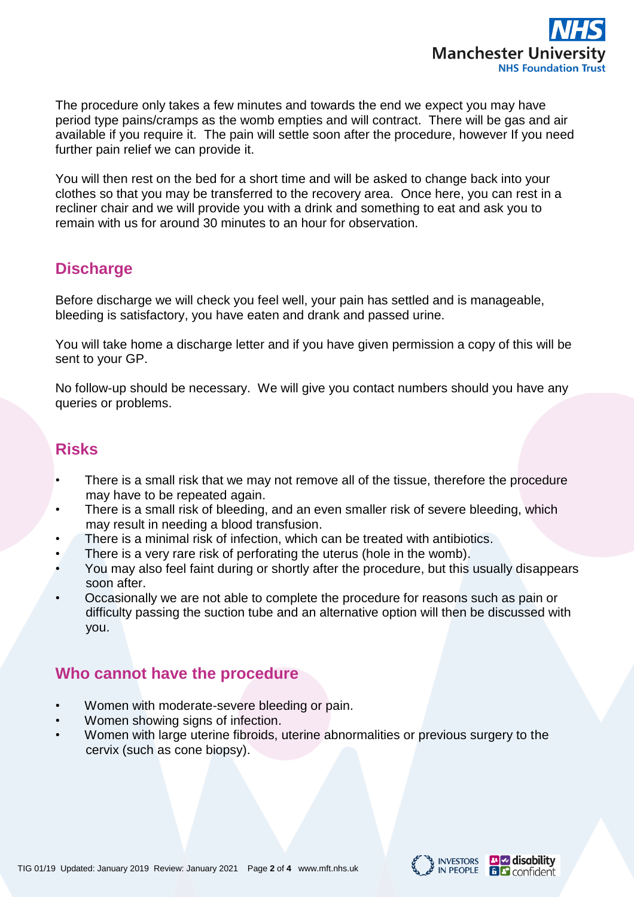The procedure only takes a few minutes and towards the end we expect you may have period type pains/cramps as the womb empties and will contract. There will be gas and air available if you require it. The pain will settle soon after the procedure, however If you need further pain relief we can provide it.

You will then rest on the bed for a short time and will be asked to change back into your clothes so that you may be transferred to the recovery area. Once here, you can rest in a recliner chair and we will provide you with a drink and something to eat and ask you to remain with us for around 30 minutes to an hour for observation.

## Discharge

Before discharge we will check you feel well, your pain has settled and is manageable, bleeding is satisfactory, you have eaten and drank and passed urine.

You will take home a discharge letter and if you have given permission a copy of this will be sent to your GP.

No follow-up should be necessary. We will give you contact numbers should you have any queries or problems.

## Risks

- There is a small risk that we may not remove all of the tissue, therefore the procedure may have to be repeated again.
- There is a small risk of bleeding, and an even smaller risk of severe bleeding, which may result in needing a blood transfusion.
- There is a minimal risk of infection, which can be treated with antibiotics.
- There is a very rare risk of perforating the uterus (hole in the womb).
- You may also feel faint during or shortly after the procedure, but this usually disappears soon after.
- Occasionally we are not able to complete the procedure for reasons such as pain or difficulty passing the suction tube and an alternative option will then be discussed with you.

## Who cannot have the procedure

- Women with moderate-severe bleeding or pain.
- Women showing signs of infection.
- Women with large uterine fibroids, uterine abnormalities or previous surgery to the cervix (such as cone biopsy).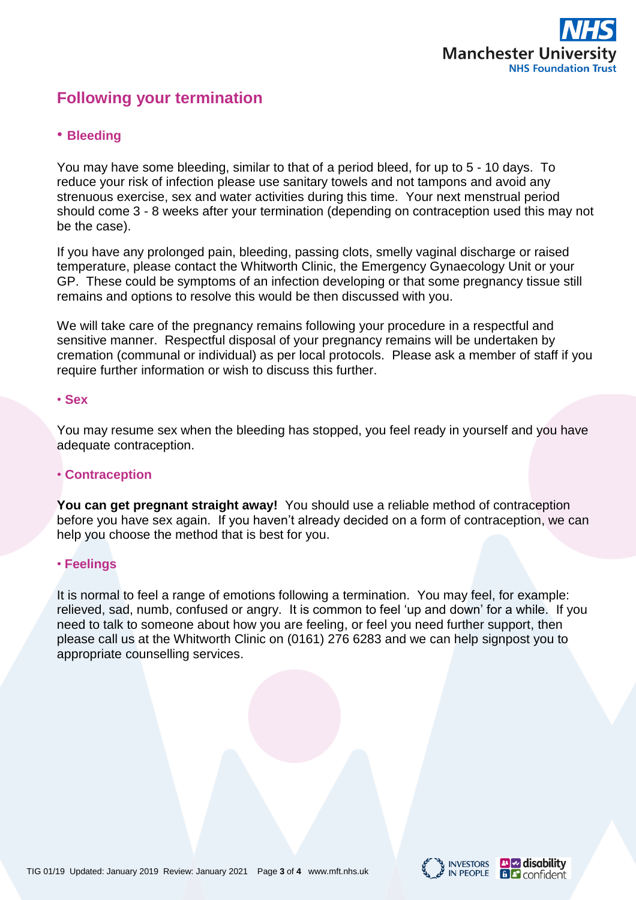## Following your termination

### • Bleeding

You may have some bleeding, similar to that of a period bleed, for up to 5 - 10 days. To reduce your risk of infection please use sanitary towels and not tampons and avoid any strenuous exercise, sex and water activities during this time. Your next menstrual period should come 3 - 8 weeks after your termination (depending on contraception used this may not be the case).

If you have any prolonged pain, bleeding, passing clots, smelly vaginal discharge or raised temperature, please contact the Whitworth Clinic, the Emergency Gynaecology Unit or your GP. These could be symptoms of an infection developing or that some pregnancy tissue still remains and options to resolve this would be then discussed with you.

We will take care of the pregnancy remains following your procedure in a respectful and sensitive manner. Respectful disposal of your pregnancy remains will be undertaken by cremation (communal or individual) as per local protocols. Please ask a member of staff if you require further information or wish to discuss this further.

### • Sex

You may resume sex when the bleeding has stopped, you feel ready in yourself and you have adequate contraception.

### • Contraception

**You can get pregnant straight away!** You should use a reliable method of contraception before you have sex again. If you haven't already decided on a form of contraception, we can help you choose the method that is best for you.

### • Feelings

It is normal to feel a range of emotions following a termination. You may feel, for example: relieved, sad, numb, confused or angry. It is common to feel 'up and down' for a while. If you need to talk to someone about how you are feeling, or feel you need further support, then please call us at the Whitworth Clinic on (0161) 276 6283 and we can help signpost you to appropriate counselling services.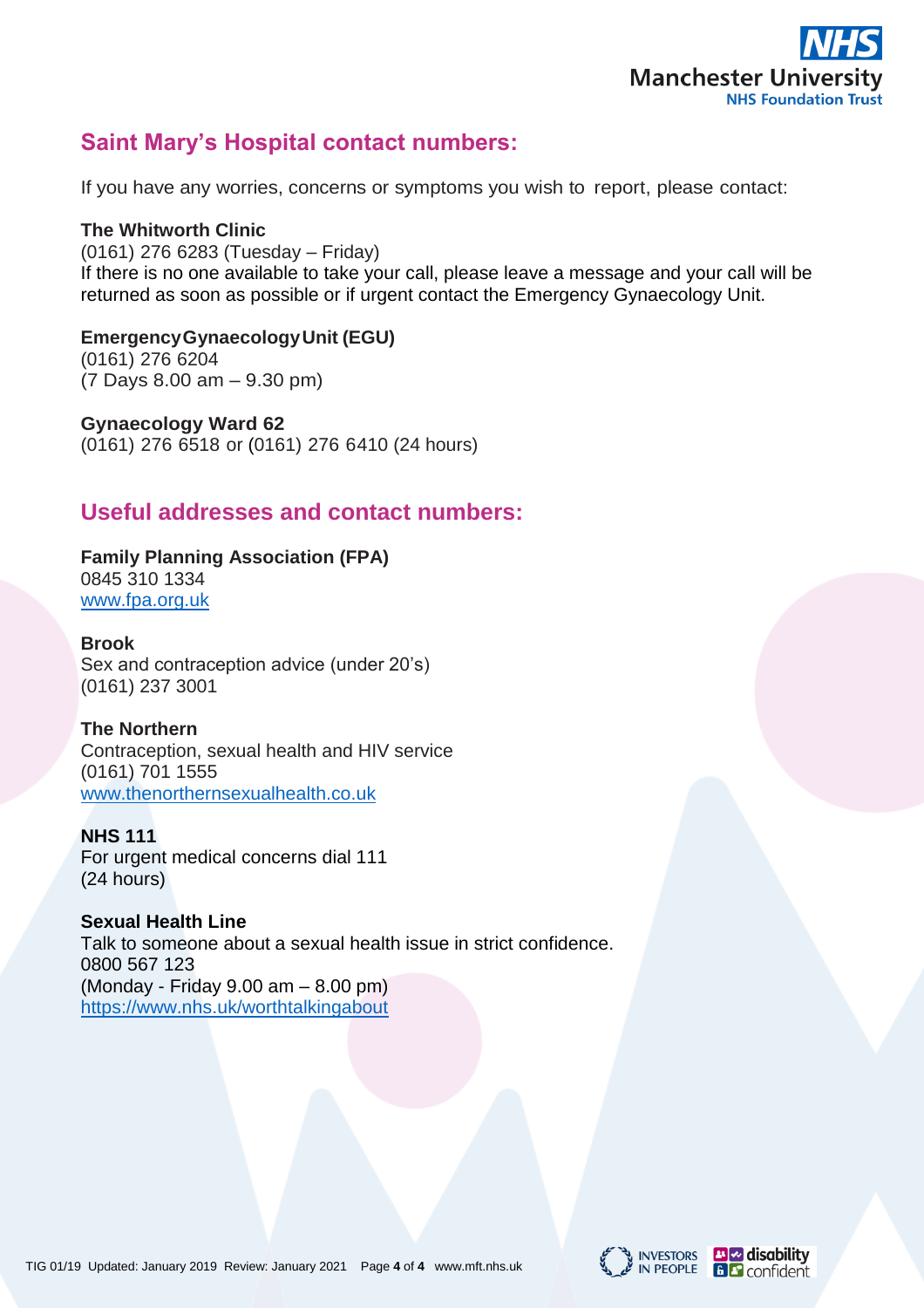## Saint Mary's Hospital contact numbers:

If you have any worries, concerns or symptoms you wish to report, please contact:

**The Whitworth Clinic**
(0161) 276 6283 (Tuesday – Friday)
If there is no one available to take your call, please leave a message and your call will be returned as soon as possible or if urgent contact the Emergency Gynaecology Unit.

**Emergency Gynaecology Unit (EGU)**
(0161) 276 6204
(7 Days 8.00 am – 9.30 pm)

**Gynaecology Ward 62**
(0161) 276 6518 or (0161) 276 6410 (24 hours)

## Useful addresses and contact numbers:

**Family Planning Association (FPA)**
0845 310 1334
www.fpa.org.uk

**Brook**
Sex and contraception advice (under 20's)
(0161) 237 3001

**The Northern**
Contraception, sexual health and HIV service
(0161) 701 1555
www.thenorthernsexualhealth.co.uk

**NHS 111**
For urgent medical concerns dial 111
(24 hours)

**Sexual Health Line**
Talk to someone about a sexual health issue in strict confidence.
0800 567 123
(Monday - Friday 9.00 am – 8.00 pm)
https://www.nhs.uk/worthtalkingabout

TIG 01/19 Updated: January 2019 Review: January 2021 www.mft.nhs.uk